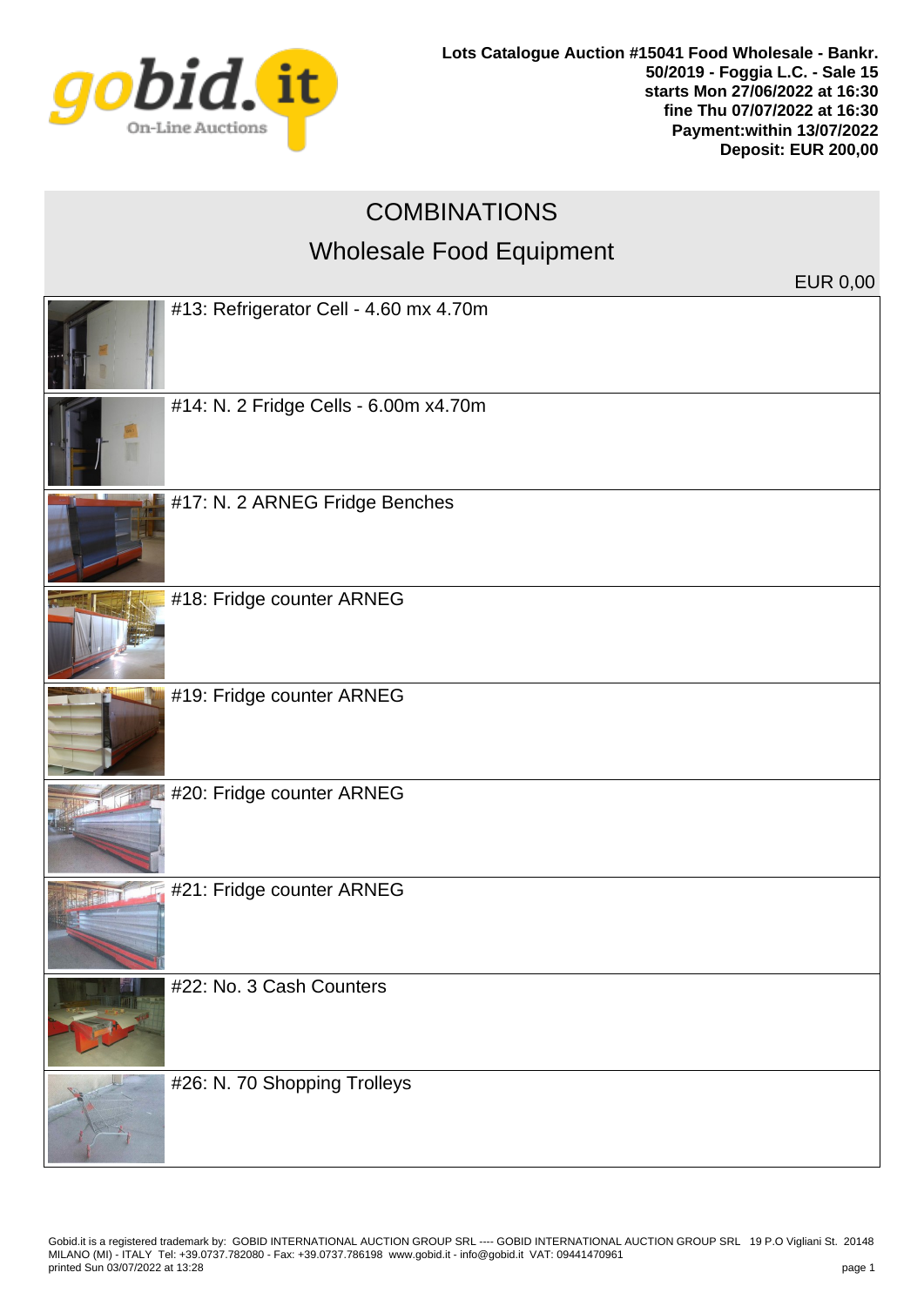**Lots Catalogue Auction #15041 Food Wholesale - Bankr. 50/2019 - Foggia L.C. - Sale 15**
**starts Mon 27/06/2022 at 16:30**
**fine Thu 07/07/2022 at 16:30**
**Payment:within 13/07/2022**
**Deposit: EUR 200,00**

# COMBINATIONS

## Wholesale Food Equipment

EUR 0,00

| |
|---|
| #13: Refrigerator Cell - 4.60 mx 4.70m |
| #14: N. 2 Fridge Cells - 6.00m x4.70m |
| #17: N. 2 ARNEG Fridge Benches |
| #18: Fridge counter ARNEG |
| #19: Fridge counter ARNEG |
| #20: Fridge counter ARNEG |
| #21: Fridge counter ARNEG |
| #22: No. 3 Cash Counters |
| #26: N. 70 Shopping Trolleys |

Gobid.it is a registered trademark by: GOBID INTERNATIONAL AUCTION GROUP SRL ---- GOBID INTERNATIONAL AUCTION GROUP SRL 19 P.O Vigliani St. 20148 MILANO (MI) - ITALY Tel: +39.0737.782080 - Fax: +39.0737.786198 www.gobid.it - info@gobid.it VAT: 09441470961
printed Sun 03/07/2022 at 13:28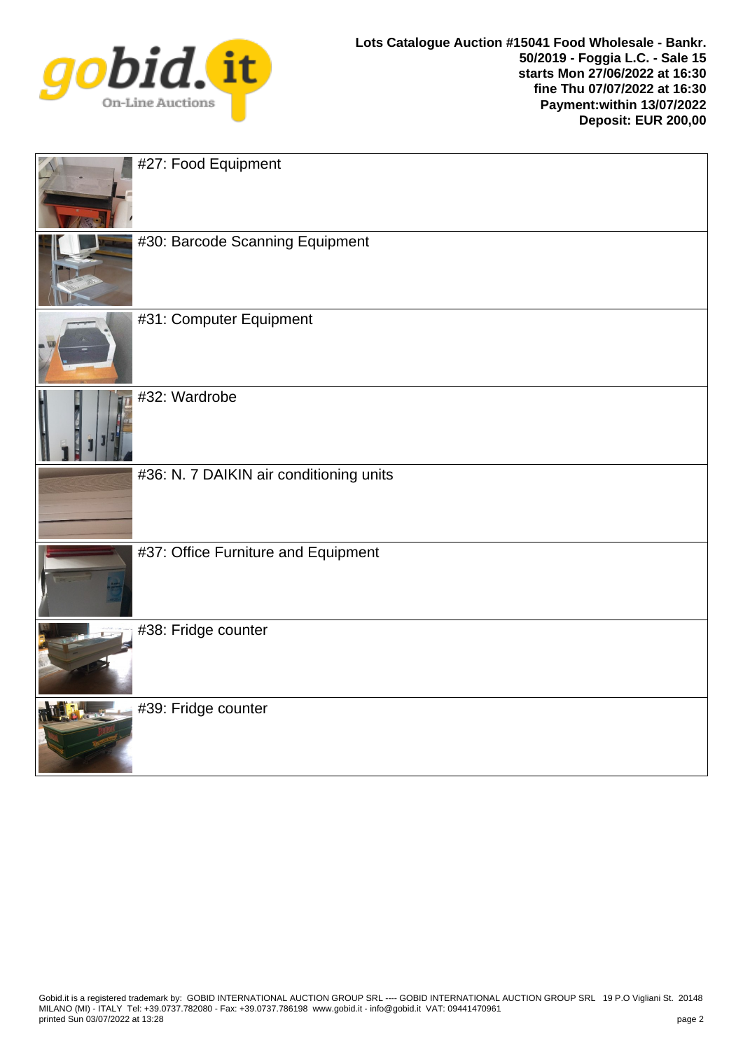| | |
|---|---|
| | #27: Food Equipment |
| | #30: Barcode Scanning Equipment |
| | #31: Computer Equipment |
| | #32: Wardrobe |
| | #36: N. 7 DAIKIN air conditioning units |
| | #37: Office Furniture and Equipment |
| | #38: Fridge counter |
| | #39: Fridge counter |